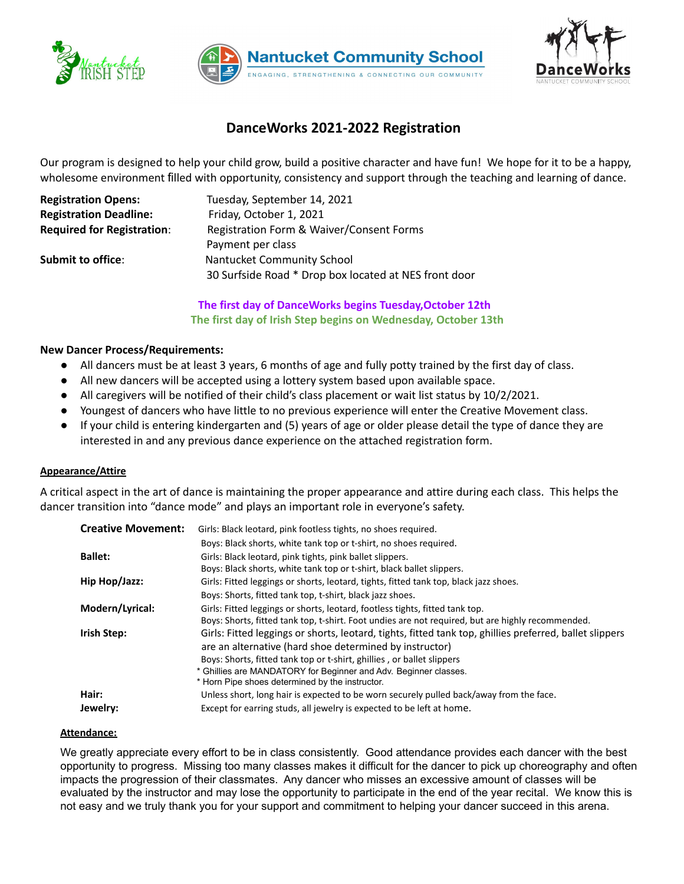Nantucket Irish Step

Nantucket Community School
ENGAGING, STRENGTHENING & CONNECTING OUR COMMUNITY

DanceWorks
NANTUCKET COMMUNITY SCHOOL

# DanceWorks 2021-2022 Registration

Our program is designed to help your child grow, build a positive character and have fun! We hope for it to be a happy, wholesome environment filled with opportunity, consistency and support through the teaching and learning of dance.

| | |
|---|---|
| **Registration Opens:** | Tuesday, September 14, 2021 |
| **Registration Deadline:** | Friday, October 1, 2021 |
| **Required for Registration**: | Registration Form & Waiver/Consent Forms<br>Payment per class |
| **Submit to office**: | Nantucket Community School<br>30 Surfside Road * Drop box located at NES front door |

**The first day of DanceWorks begins Tuesday,October 12th**
**The first day of Irish Step begins on Wednesday, October 13th**

**New Dancer Process/Requirements:**

- All dancers must be at least 3 years, 6 months of age and fully potty trained by the first day of class.
- All new dancers will be accepted using a lottery system based upon available space.
- All caregivers will be notified of their child's class placement or wait list status by 10/2/2021.
- Youngest of dancers who have little to no previous experience will enter the Creative Movement class.
- If your child is entering kindergarten and (5) years of age or older please detail the type of dance they are interested in and any previous dance experience on the attached registration form.

**Appearance/Attire**

A critical aspect in the art of dance is maintaining the proper appearance and attire during each class. This helps the dancer transition into "dance mode" and plays an important role in everyone's safety.

| | |
|---|---|
| **Creative Movement:** | Girls: Black leotard, pink footless tights, no shoes required.<br>Boys: Black shorts, white tank top or t-shirt, no shoes required. |
| **Ballet:** | Girls: Black leotard, pink tights, pink ballet slippers.<br>Boys: Black shorts, white tank top or t-shirt, black ballet slippers. |
| **Hip Hop/Jazz:** | Girls: Fitted leggings or shorts, leotard, tights, fitted tank top, black jazz shoes.<br>Boys: Shorts, fitted tank top, t-shirt, black jazz shoes. |
| **Modern/Lyrical:** | Girls: Fitted leggings or shorts, leotard, footless tights, fitted tank top.<br>Boys: Shorts, fitted tank top, t-shirt. Foot undies are not required, but are highly recommended. |
| **Irish Step:** | Girls: Fitted leggings or shorts, leotard, tights, fitted tank top, ghillies preferred, ballet slippers are an alternative (hard shoe determined by instructor)<br>Boys: Shorts, fitted tank top or t-shirt, ghillies , or ballet slippers<br>* Ghillies are MANDATORY for Beginner and Adv. Beginner classes.<br>* Horn Pipe shoes determined by the instructor. |
| **Hair:** | Unless short, long hair is expected to be worn securely pulled back/away from the face. |
| **Jewelry:** | Except for earring studs, all jewelry is expected to be left at home. |

**Attendance:**

We greatly appreciate every effort to be in class consistently. Good attendance provides each dancer with the best opportunity to progress. Missing too many classes makes it difficult for the dancer to pick up choreography and often impacts the progression of their classmates. Any dancer who misses an excessive amount of classes will be evaluated by the instructor and may lose the opportunity to participate in the end of the year recital. We know this is not easy and we truly thank you for your support and commitment to helping your dancer succeed in this arena.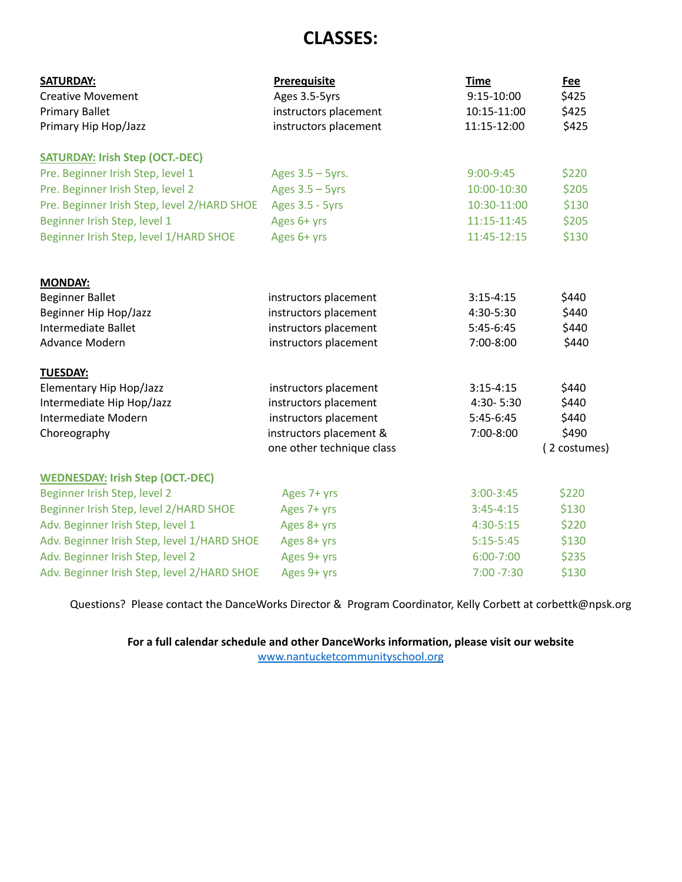# CLASSES:

| SATURDAY: | Prerequisite | Time | Fee |
|---|---|---|---|
| Creative Movement | Ages 3.5-5yrs | 9:15-10:00 | $425 |
| Primary Ballet | instructors placement | 10:15-11:00 | $425 |
| Primary Hip Hop/Jazz | instructors placement | 11:15-12:00 | $425 |
| **SATURDAY: Irish Step (OCT.-DEC)** | | | |
| Pre. Beginner Irish Step, level 1 | Ages 3.5 – 5yrs. | 9:00-9:45 | $220 |
| Pre. Beginner Irish Step, level 2 | Ages 3.5 – 5yrs | 10:00-10:30 | $205 |
| Pre. Beginner Irish Step, level 2/HARD SHOE | Ages 3.5 - 5yrs | 10:30-11:00 | $130 |
| Beginner Irish Step, level 1 | Ages 6+ yrs | 11:15-11:45 | $205 |
| Beginner Irish Step, level 1/HARD SHOE | Ages 6+ yrs | 11:45-12:15 | $130 |
| **MONDAY:** | | | |
| Beginner Ballet | instructors placement | 3:15-4:15 | $440 |
| Beginner Hip Hop/Jazz | instructors placement | 4:30-5:30 | $440 |
| Intermediate Ballet | instructors placement | 5:45-6:45 | $440 |
| Advance Modern | instructors placement | 7:00-8:00 | $440 |
| **TUESDAY:** | | | |
| Elementary Hip Hop/Jazz | instructors placement | 3:15-4:15 | $440 |
| Intermediate Hip Hop/Jazz | instructors placement | 4:30- 5:30 | $440 |
| Intermediate Modern | instructors placement | 5:45-6:45 | $440 |
| Choreography | instructors placement & one other technique class | 7:00-8:00 | $490 ( 2 costumes) |
| **WEDNESDAY: Irish Step (OCT.-DEC)** | | | |
| Beginner Irish Step, level 2 | Ages 7+ yrs | 3:00-3:45 | $220 |
| Beginner Irish Step, level 2/HARD SHOE | Ages 7+ yrs | 3:45-4:15 | $130 |
| Adv. Beginner Irish Step, level 1 | Ages 8+ yrs | 4:30-5:15 | $220 |
| Adv. Beginner Irish Step, level 1/HARD SHOE | Ages 8+ yrs | 5:15-5:45 | $130 |
| Adv. Beginner Irish Step, level 2 | Ages 9+ yrs | 6:00-7:00 | $235 |
| Adv. Beginner Irish Step, level 2/HARD SHOE | Ages 9+ yrs | 7:00 -7:30 | $130 |

Questions? Please contact the DanceWorks Director & Program Coordinator, Kelly Corbett at corbettk@npsk.org

**For a full calendar schedule and other DanceWorks information, please visit our website**
www.nantucketcommunityschool.org